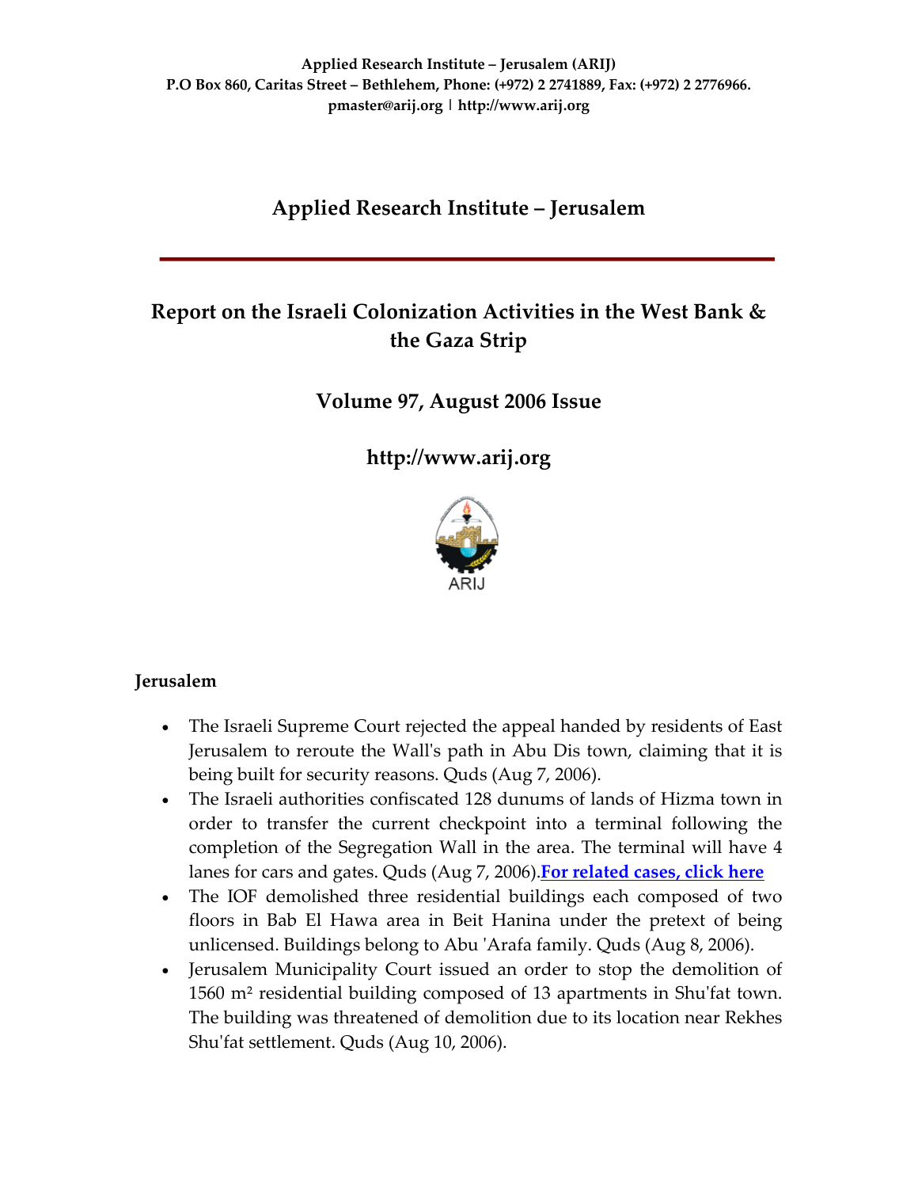**Applied Research Institute – Jerusalem (ARIJ)**
**P.O Box 860, Caritas Street – Bethlehem, Phone: (+972) 2 2741889, Fax: (+972) 2 2776966.**
**pmaster@arij.org | http://www.arij.org**

# Applied Research Institute – Jerusalem

## Report on the Israeli Colonization Activities in the West Bank & the Gaza Strip

## Volume 97, August 2006 Issue

## http://www.arij.org

ARIJ

### Jerusalem

- The Israeli Supreme Court rejected the appeal handed by residents of East Jerusalem to reroute the Wall's path in Abu Dis town, claiming that it is being built for security reasons. Quds (Aug 7, 2006).
- The Israeli authorities confiscated 128 dunums of lands of Hizma town in order to transfer the current checkpoint into a terminal following the completion of the Segregation Wall in the area. The terminal will have 4 lanes for cars and gates. Quds (Aug 7, 2006).**For related cases, click here**
- The IOF demolished three residential buildings each composed of two floors in Bab El Hawa area in Beit Hanina under the pretext of being unlicensed. Buildings belong to Abu 'Arafa family. Quds (Aug 8, 2006).
- Jerusalem Municipality Court issued an order to stop the demolition of 1560 m² residential building composed of 13 apartments in Shu'fat town. The building was threatened of demolition due to its location near Rekhes Shu'fat settlement. Quds (Aug 10, 2006).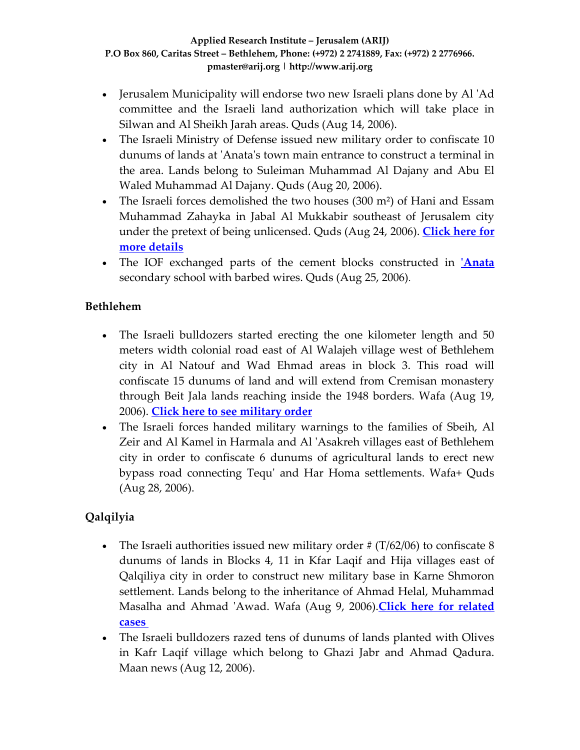- Jerusalem Municipality will endorse two new Israeli plans done by Al 'Ad committee and the Israeli land authorization which will take place in Silwan and Al Sheikh Jarah areas. Quds (Aug 14, 2006).
- The Israeli Ministry of Defense issued new military order to confiscate 10 dunums of lands at 'Anata's town main entrance to construct a terminal in the area. Lands belong to Suleiman Muhammad Al Dajany and Abu El Waled Muhammad Al Dajany. Quds (Aug 20, 2006).
- The Israeli forces demolished the two houses (300 m²) of Hani and Essam Muhammad Zahayka in Jabal Al Mukkabir southeast of Jerusalem city under the pretext of being unlicensed. Quds (Aug 24, 2006). **Click here for more details**
- The IOF exchanged parts of the cement blocks constructed in **'Anata** secondary school with barbed wires. Quds (Aug 25, 2006).

### Bethlehem

- The Israeli bulldozers started erecting the one kilometer length and 50 meters width colonial road east of Al Walajeh village west of Bethlehem city in Al Natouf and Wad Ehmad areas in block 3. This road will confiscate 15 dunums of land and will extend from Cremisan monastery through Beit Jala lands reaching inside the 1948 borders. Wafa (Aug 19, 2006). **Click here to see military order**
- The Israeli forces handed military warnings to the families of Sbeih, Al Zeir and Al Kamel in Harmala and Al 'Asakreh villages east of Bethlehem city in order to confiscate 6 dunums of agricultural lands to erect new bypass road connecting Tequ' and Har Homa settlements. Wafa+ Quds (Aug 28, 2006).

### Qalqilyia

- The Israeli authorities issued new military order # (T/62/06) to confiscate 8 dunums of lands in Blocks 4, 11 in Kfar Laqif and Hija villages east of Qalqiliya city in order to construct new military base in Karne Shmoron settlement. Lands belong to the inheritance of Ahmad Helal, Muhammad Masalha and Ahmad 'Awad. Wafa (Aug 9, 2006).**Click here for related cases**
- The Israeli bulldozers razed tens of dunums of lands planted with Olives in Kafr Laqif village which belong to Ghazi Jabr and Ahmad Qadura. Maan news (Aug 12, 2006).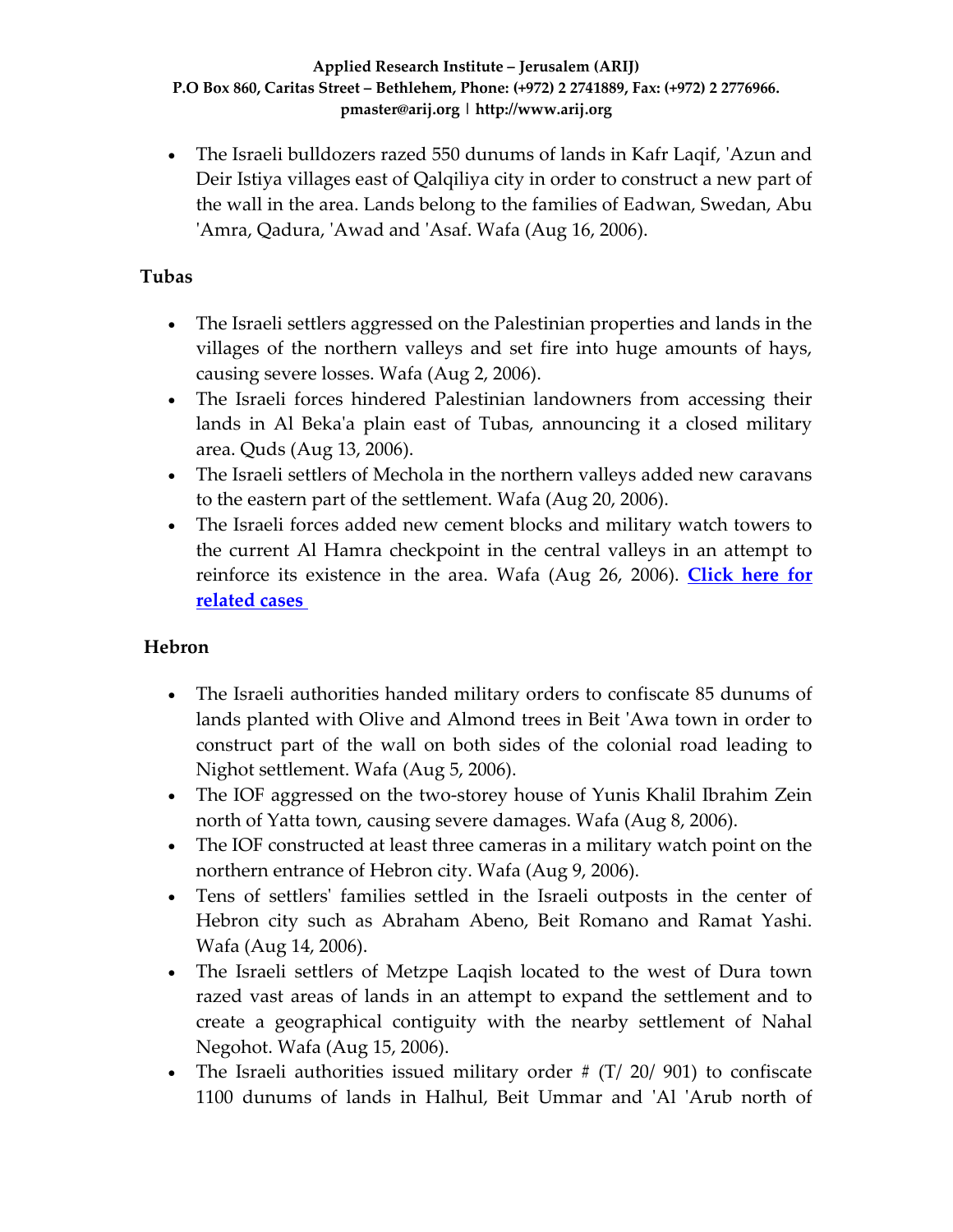- The Israeli bulldozers razed 550 dunums of lands in Kafr Laqif, 'Azun and Deir Istiya villages east of Qalqiliya city in order to construct a new part of the wall in the area. Lands belong to the families of Eadwan, Swedan, Abu 'Amra, Qadura, 'Awad and 'Asaf. Wafa (Aug 16, 2006).

## Tubas

- The Israeli settlers aggressed on the Palestinian properties and lands in the villages of the northern valleys and set fire into huge amounts of hays, causing severe losses. Wafa (Aug 2, 2006).
- The Israeli forces hindered Palestinian landowners from accessing their lands in Al Beka'a plain east of Tubas, announcing it a closed military area. Quds (Aug 13, 2006).
- The Israeli settlers of Mechola in the northern valleys added new caravans to the eastern part of the settlement. Wafa (Aug 20, 2006).
- The Israeli forces added new cement blocks and military watch towers to the current Al Hamra checkpoint in the central valleys in an attempt to reinforce its existence in the area. Wafa (Aug 26, 2006). **Click here for related cases**

## Hebron

- The Israeli authorities handed military orders to confiscate 85 dunums of lands planted with Olive and Almond trees in Beit 'Awa town in order to construct part of the wall on both sides of the colonial road leading to Nighot settlement. Wafa (Aug 5, 2006).
- The IOF aggressed on the two-storey house of Yunis Khalil Ibrahim Zein north of Yatta town, causing severe damages. Wafa (Aug 8, 2006).
- The IOF constructed at least three cameras in a military watch point on the northern entrance of Hebron city. Wafa (Aug 9, 2006).
- Tens of settlers' families settled in the Israeli outposts in the center of Hebron city such as Abraham Abeno, Beit Romano and Ramat Yashi. Wafa (Aug 14, 2006).
- The Israeli settlers of Metzpe Laqish located to the west of Dura town razed vast areas of lands in an attempt to expand the settlement and to create a geographical contiguity with the nearby settlement of Nahal Negohot. Wafa (Aug 15, 2006).
- The Israeli authorities issued military order # (T/ 20/ 901) to confiscate 1100 dunums of lands in Halhul, Beit Ummar and 'Al 'Arub north of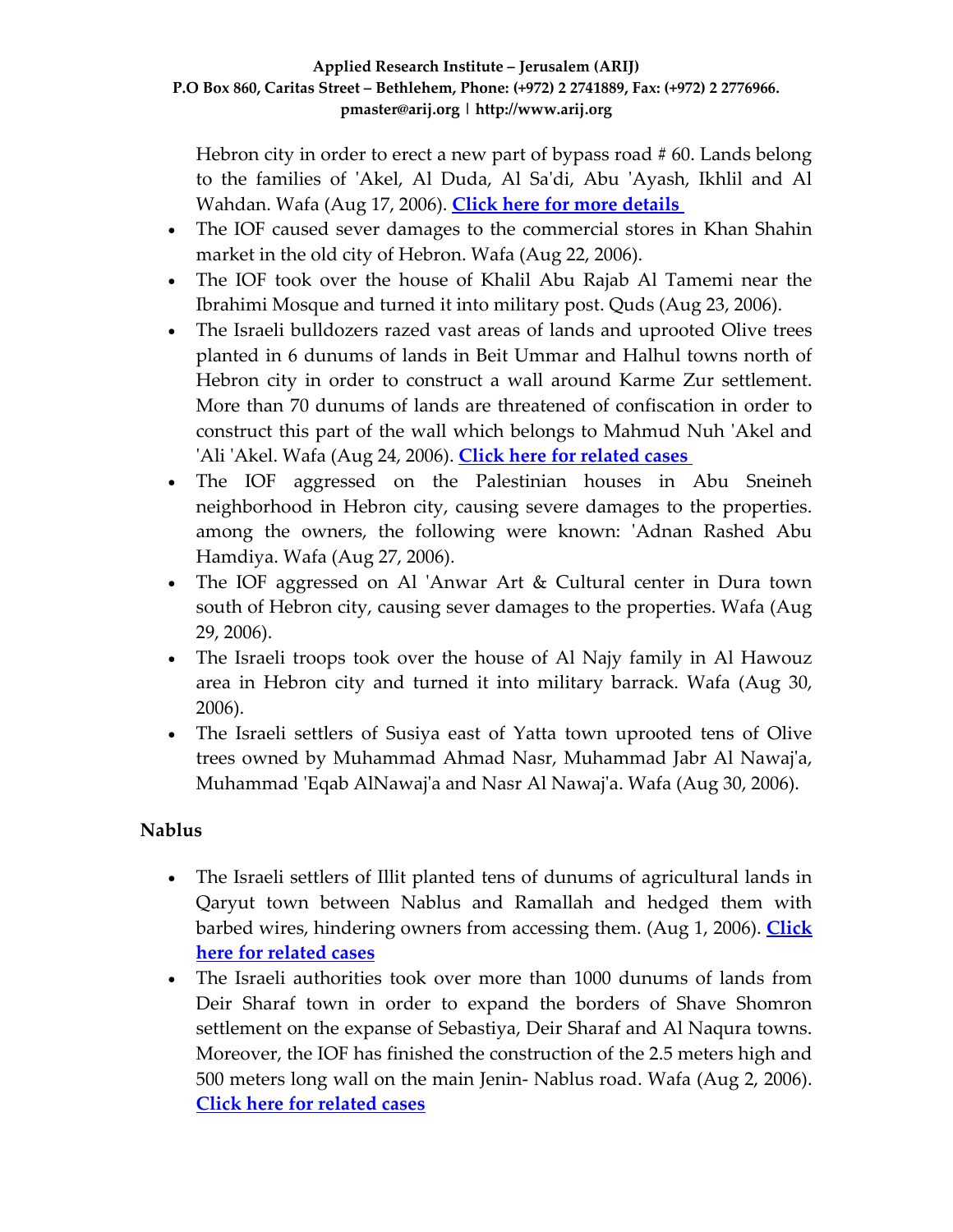Hebron city in order to erect a new part of bypass road # 60. Lands belong to the families of 'Akel, Al Duda, Al Sa'di, Abu 'Ayash, Ikhlil and Al Wahdan. Wafa (Aug 17, 2006). **Click here for more details**

- The IOF caused sever damages to the commercial stores in Khan Shahin market in the old city of Hebron. Wafa (Aug 22, 2006).
- The IOF took over the house of Khalil Abu Rajab Al Tamemi near the Ibrahimi Mosque and turned it into military post. Quds (Aug 23, 2006).
- The Israeli bulldozers razed vast areas of lands and uprooted Olive trees planted in 6 dunums of lands in Beit Ummar and Halhul towns north of Hebron city in order to construct a wall around Karme Zur settlement. More than 70 dunums of lands are threatened of confiscation in order to construct this part of the wall which belongs to Mahmud Nuh 'Akel and 'Ali 'Akel. Wafa (Aug 24, 2006). **Click here for related cases**
- The IOF aggressed on the Palestinian houses in Abu Sneineh neighborhood in Hebron city, causing severe damages to the properties. among the owners, the following were known: 'Adnan Rashed Abu Hamdiya. Wafa (Aug 27, 2006).
- The IOF aggressed on Al 'Anwar Art & Cultural center in Dura town south of Hebron city, causing sever damages to the properties. Wafa (Aug 29, 2006).
- The Israeli troops took over the house of Al Najy family in Al Hawouz area in Hebron city and turned it into military barrack. Wafa (Aug 30, 2006).
- The Israeli settlers of Susiya east of Yatta town uprooted tens of Olive trees owned by Muhammad Ahmad Nasr, Muhammad Jabr Al Nawaj'a, Muhammad 'Eqab AlNawaj'a and Nasr Al Nawaj'a. Wafa (Aug 30, 2006).

**Nablus**

- The Israeli settlers of Illit planted tens of dunums of agricultural lands in Qaryut town between Nablus and Ramallah and hedged them with barbed wires, hindering owners from accessing them. (Aug 1, 2006). **Click here for related cases**
- The Israeli authorities took over more than 1000 dunums of lands from Deir Sharaf town in order to expand the borders of Shave Shomron settlement on the expanse of Sebastiya, Deir Sharaf and Al Naqura towns. Moreover, the IOF has finished the construction of the 2.5 meters high and 500 meters long wall on the main Jenin- Nablus road. Wafa (Aug 2, 2006). **Click here for related cases**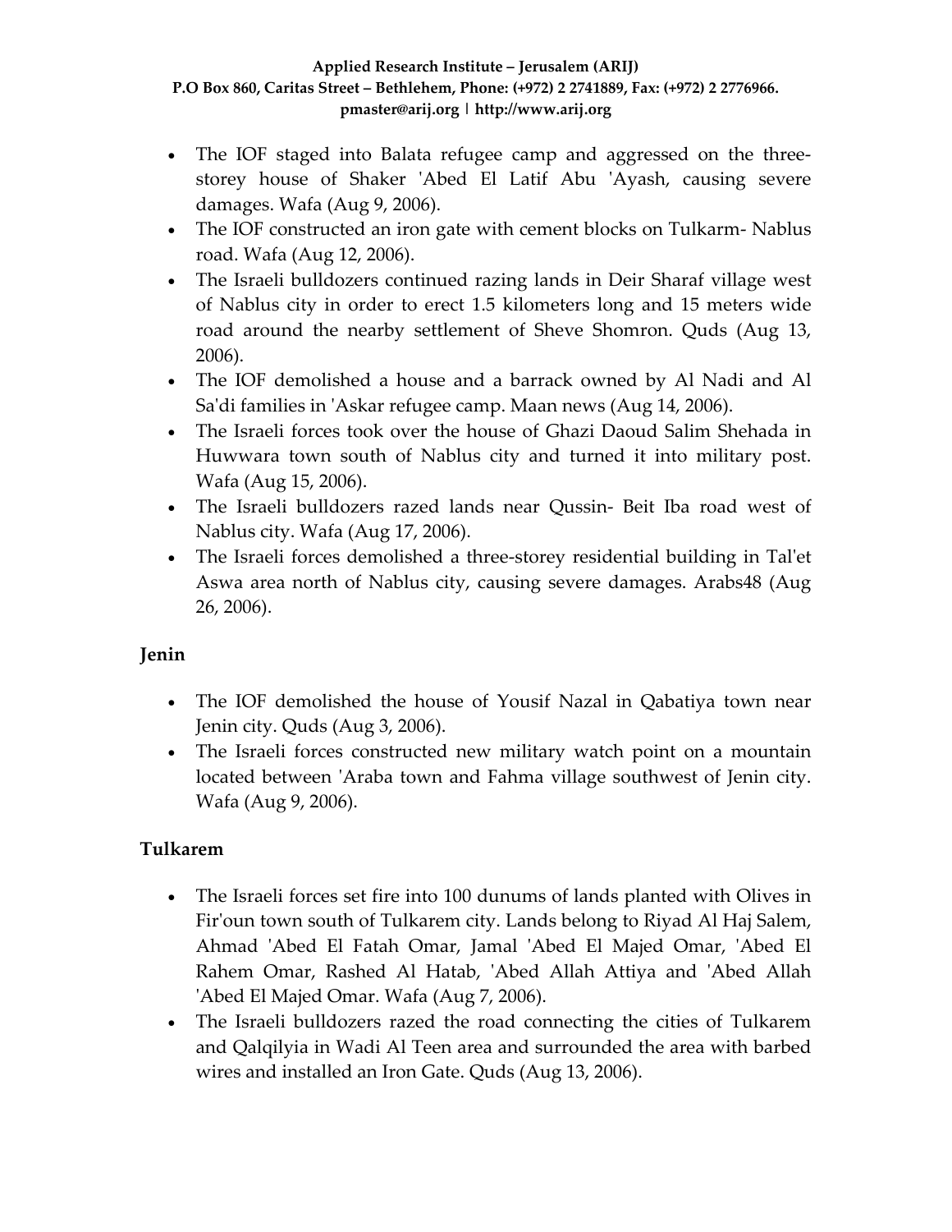- The IOF staged into Balata refugee camp and aggressed on the three-storey house of Shaker 'Abed El Latif Abu 'Ayash, causing severe damages. Wafa (Aug 9, 2006).
- The IOF constructed an iron gate with cement blocks on Tulkarm- Nablus road. Wafa (Aug 12, 2006).
- The Israeli bulldozers continued razing lands in Deir Sharaf village west of Nablus city in order to erect 1.5 kilometers long and 15 meters wide road around the nearby settlement of Sheve Shomron. Quds (Aug 13, 2006).
- The IOF demolished a house and a barrack owned by Al Nadi and Al Sa'di families in 'Askar refugee camp. Maan news (Aug 14, 2006).
- The Israeli forces took over the house of Ghazi Daoud Salim Shehada in Huwwara town south of Nablus city and turned it into military post. Wafa (Aug 15, 2006).
- The Israeli bulldozers razed lands near Qussin- Beit Iba road west of Nablus city. Wafa (Aug 17, 2006).
- The Israeli forces demolished a three-storey residential building in Tal'et Aswa area north of Nablus city, causing severe damages. Arabs48 (Aug 26, 2006).

### Jenin

- The IOF demolished the house of Yousif Nazal in Qabatiya town near Jenin city. Quds (Aug 3, 2006).
- The Israeli forces constructed new military watch point on a mountain located between 'Araba town and Fahma village southwest of Jenin city. Wafa (Aug 9, 2006).

### Tulkarem

- The Israeli forces set fire into 100 dunums of lands planted with Olives in Fir'oun town south of Tulkarem city. Lands belong to Riyad Al Haj Salem, Ahmad 'Abed El Fatah Omar, Jamal 'Abed El Majed Omar, 'Abed El Rahem Omar, Rashed Al Hatab, 'Abed Allah Attiya and 'Abed Allah 'Abed El Majed Omar. Wafa (Aug 7, 2006).
- The Israeli bulldozers razed the road connecting the cities of Tulkarem and Qalqilyia in Wadi Al Teen area and surrounded the area with barbed wires and installed an Iron Gate. Quds (Aug 13, 2006).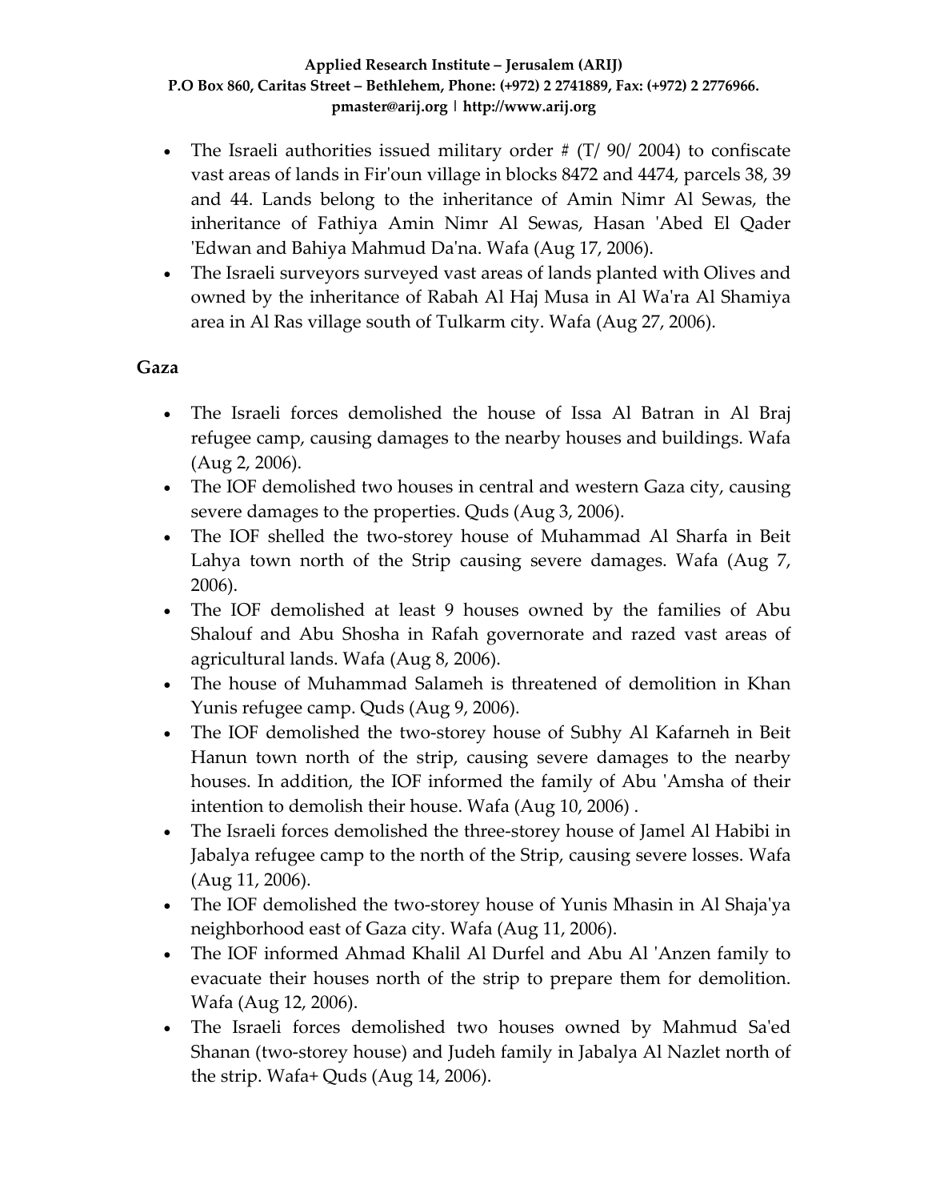- The Israeli authorities issued military order # (T/ 90/ 2004) to confiscate vast areas of lands in Fir'oun village in blocks 8472 and 4474, parcels 38, 39 and 44. Lands belong to the inheritance of Amin Nimr Al Sewas, the inheritance of Fathiya Amin Nimr Al Sewas, Hasan 'Abed El Qader 'Edwan and Bahiya Mahmud Da'na. Wafa (Aug 17, 2006).
- The Israeli surveyors surveyed vast areas of lands planted with Olives and owned by the inheritance of Rabah Al Haj Musa in Al Wa'ra Al Shamiya area in Al Ras village south of Tulkarm city. Wafa (Aug 27, 2006).

**Gaza**

- The Israeli forces demolished the house of Issa Al Batran in Al Braj refugee camp, causing damages to the nearby houses and buildings. Wafa (Aug 2, 2006).
- The IOF demolished two houses in central and western Gaza city, causing severe damages to the properties. Quds (Aug 3, 2006).
- The IOF shelled the two-storey house of Muhammad Al Sharfa in Beit Lahya town north of the Strip causing severe damages. Wafa (Aug 7, 2006).
- The IOF demolished at least 9 houses owned by the families of Abu Shalouf and Abu Shosha in Rafah governorate and razed vast areas of agricultural lands. Wafa (Aug 8, 2006).
- The house of Muhammad Salameh is threatened of demolition in Khan Yunis refugee camp. Quds (Aug 9, 2006).
- The IOF demolished the two-storey house of Subhy Al Kafarneh in Beit Hanun town north of the strip, causing severe damages to the nearby houses. In addition, the IOF informed the family of Abu 'Amsha of their intention to demolish their house. Wafa (Aug 10, 2006) .
- The Israeli forces demolished the three-storey house of Jamel Al Habibi in Jabalya refugee camp to the north of the Strip, causing severe losses. Wafa (Aug 11, 2006).
- The IOF demolished the two-storey house of Yunis Mhasin in Al Shaja'ya neighborhood east of Gaza city. Wafa (Aug 11, 2006).
- The IOF informed Ahmad Khalil Al Durfel and Abu Al 'Anzen family to evacuate their houses north of the strip to prepare them for demolition. Wafa (Aug 12, 2006).
- The Israeli forces demolished two houses owned by Mahmud Sa'ed Shanan (two-storey house) and Judeh family in Jabalya Al Nazlet north of the strip. Wafa+ Quds (Aug 14, 2006).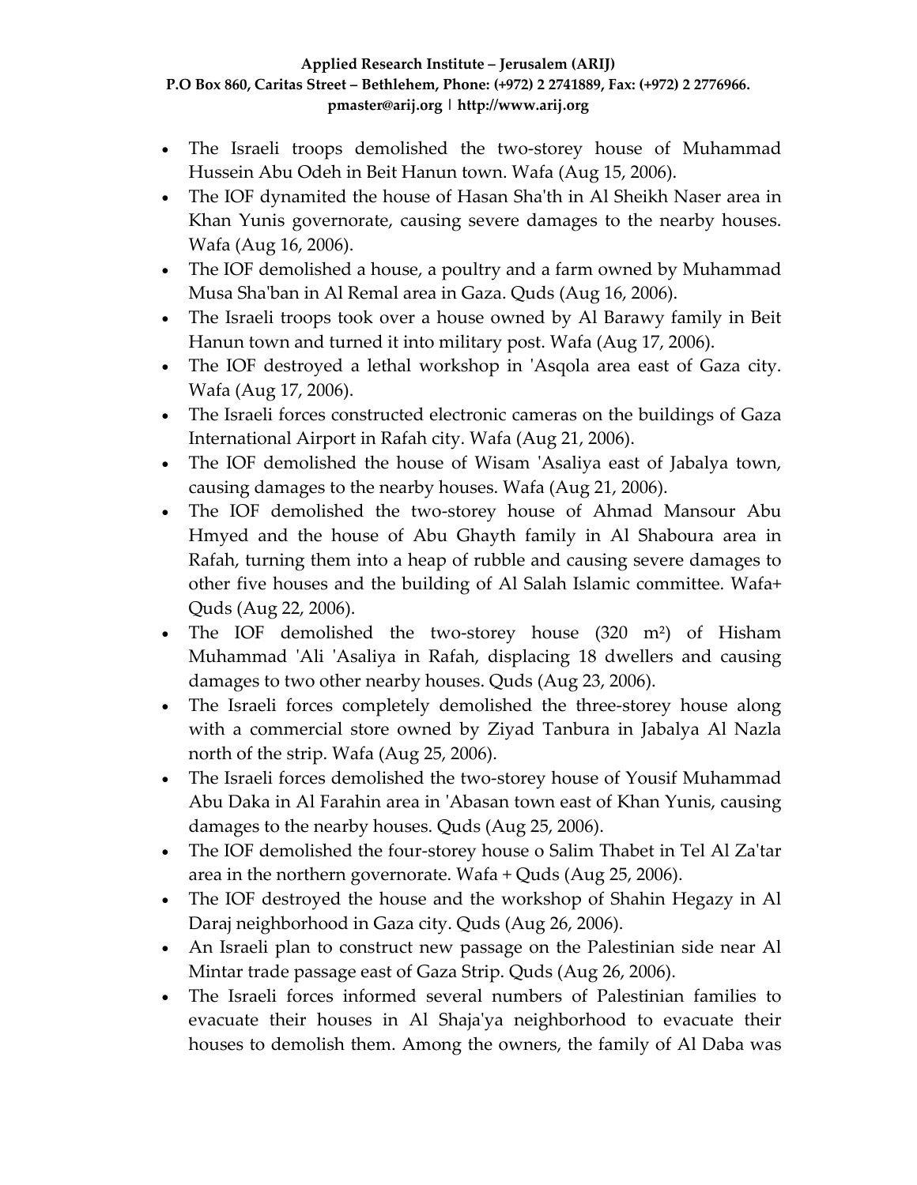- The Israeli troops demolished the two-storey house of Muhammad Hussein Abu Odeh in Beit Hanun town. Wafa (Aug 15, 2006).
- The IOF dynamited the house of Hasan Sha'th in Al Sheikh Naser area in Khan Yunis governorate, causing severe damages to the nearby houses. Wafa (Aug 16, 2006).
- The IOF demolished a house, a poultry and a farm owned by Muhammad Musa Sha'ban in Al Remal area in Gaza. Quds (Aug 16, 2006).
- The Israeli troops took over a house owned by Al Barawy family in Beit Hanun town and turned it into military post. Wafa (Aug 17, 2006).
- The IOF destroyed a lethal workshop in 'Asqola area east of Gaza city. Wafa (Aug 17, 2006).
- The Israeli forces constructed electronic cameras on the buildings of Gaza International Airport in Rafah city. Wafa (Aug 21, 2006).
- The IOF demolished the house of Wisam 'Asaliya east of Jabalya town, causing damages to the nearby houses. Wafa (Aug 21, 2006).
- The IOF demolished the two-storey house of Ahmad Mansour Abu Hmyed and the house of Abu Ghayth family in Al Shaboura area in Rafah, turning them into a heap of rubble and causing severe damages to other five houses and the building of Al Salah Islamic committee. Wafa+ Quds (Aug 22, 2006).
- The IOF demolished the two-storey house (320 $m^2$) of Hisham Muhammad 'Ali 'Asaliya in Rafah, displacing 18 dwellers and causing damages to two other nearby houses. Quds (Aug 23, 2006).
- The Israeli forces completely demolished the three-storey house along with a commercial store owned by Ziyad Tanbura in Jabalya Al Nazla north of the strip. Wafa (Aug 25, 2006).
- The Israeli forces demolished the two-storey house of Yousif Muhammad Abu Daka in Al Farahin area in 'Abasan town east of Khan Yunis, causing damages to the nearby houses. Quds (Aug 25, 2006).
- The IOF demolished the four-storey house o Salim Thabet in Tel Al Za'tar area in the northern governorate. Wafa + Quds (Aug 25, 2006).
- The IOF destroyed the house and the workshop of Shahin Hegazy in Al Daraj neighborhood in Gaza city. Quds (Aug 26, 2006).
- An Israeli plan to construct new passage on the Palestinian side near Al Mintar trade passage east of Gaza Strip. Quds (Aug 26, 2006).
- The Israeli forces informed several numbers of Palestinian families to evacuate their houses in Al Shaja'ya neighborhood to evacuate their houses to demolish them. Among the owners, the family of Al Daba was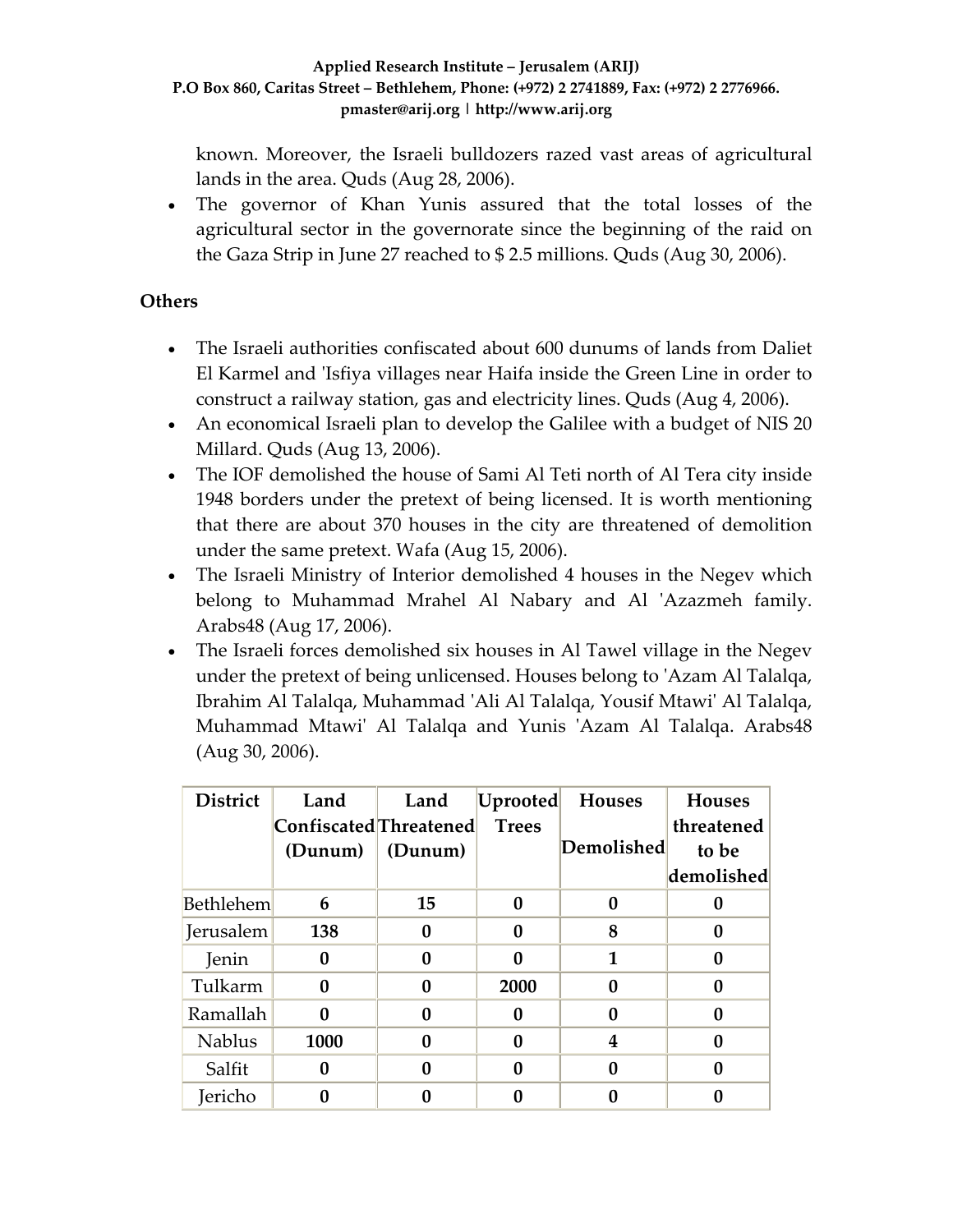known. Moreover, the Israeli bulldozers razed vast areas of agricultural lands in the area. Quds (Aug 28, 2006).

- The governor of Khan Yunis assured that the total losses of the agricultural sector in the governorate since the beginning of the raid on the Gaza Strip in June 27 reached to $ 2.5 millions. Quds (Aug 30, 2006).

**Others**

- The Israeli authorities confiscated about 600 dunums of lands from Daliet El Karmel and 'Isfiya villages near Haifa inside the Green Line in order to construct a railway station, gas and electricity lines. Quds (Aug 4, 2006).
- An economical Israeli plan to develop the Galilee with a budget of NIS 20 Millard. Quds (Aug 13, 2006).
- The IOF demolished the house of Sami Al Teti north of Al Tera city inside 1948 borders under the pretext of being licensed. It is worth mentioning that there are about 370 houses in the city are threatened of demolition under the same pretext. Wafa (Aug 15, 2006).
- The Israeli Ministry of Interior demolished 4 houses in the Negev which belong to Muhammad Mrahel Al Nabary and Al 'Azazmeh family. Arabs48 (Aug 17, 2006).
- The Israeli forces demolished six houses in Al Tawel village in the Negev under the pretext of being unlicensed. Houses belong to 'Azam Al Talalqa, Ibrahim Al Talalqa, Muhammad 'Ali Al Talalqa, Yousif Mtawi' Al Talalqa, Muhammad Mtawi' Al Talalqa and Yunis 'Azam Al Talalqa. Arabs48 (Aug 30, 2006).

| District | Land Confiscated (Dunum) | Land Threatened (Dunum) | Uprooted Trees | Houses Demolished | Houses threatened to be demolished |
|---|---|---|---|---|---|
| Bethlehem | **6** | **15** | **0** | **0** | **0** |
| Jerusalem | **138** | **0** | **0** | **8** | **0** |
| Jenin | **0** | **0** | **0** | **1** | **0** |
| Tulkarm | **0** | **0** | **2000** | **0** | **0** |
| Ramallah | **0** | **0** | **0** | **0** | **0** |
| Nablus | **1000** | **0** | **0** | **4** | **0** |
| Salfit | **0** | **0** | **0** | **0** | **0** |
| Jericho | **0** | **0** | **0** | **0** | **0** |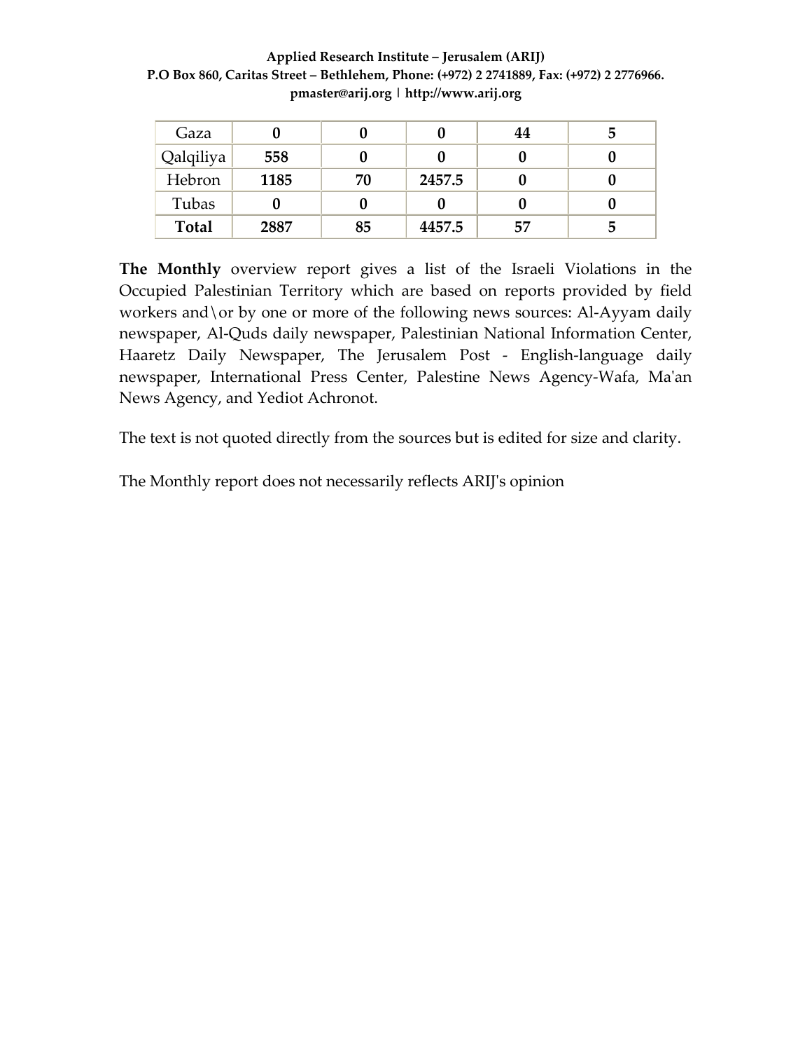| | | | | | |
|---|---|---|---|---|---|
| Gaza | **0** | **0** | **0** | **44** | **5** |
| Qalqiliya | **558** | **0** | **0** | **0** | **0** |
| Hebron | **1185** | **70** | **2457.5** | **0** | **0** |
| Tubas | **0** | **0** | **0** | **0** | **0** |
| **Total** | **2887** | **85** | **4457.5** | **57** | **5** |

**The Monthly** overview report gives a list of the Israeli Violations in the Occupied Palestinian Territory which are based on reports provided by field workers and\or by one or more of the following news sources: Al-Ayyam daily newspaper, Al-Quds daily newspaper, Palestinian National Information Center, Haaretz Daily Newspaper, The Jerusalem Post - English-language daily newspaper, International Press Center, Palestine News Agency-Wafa, Ma'an News Agency, and Yediot Achronot.

The text is not quoted directly from the sources but is edited for size and clarity.

The Monthly report does not necessarily reflects ARIJ's opinion